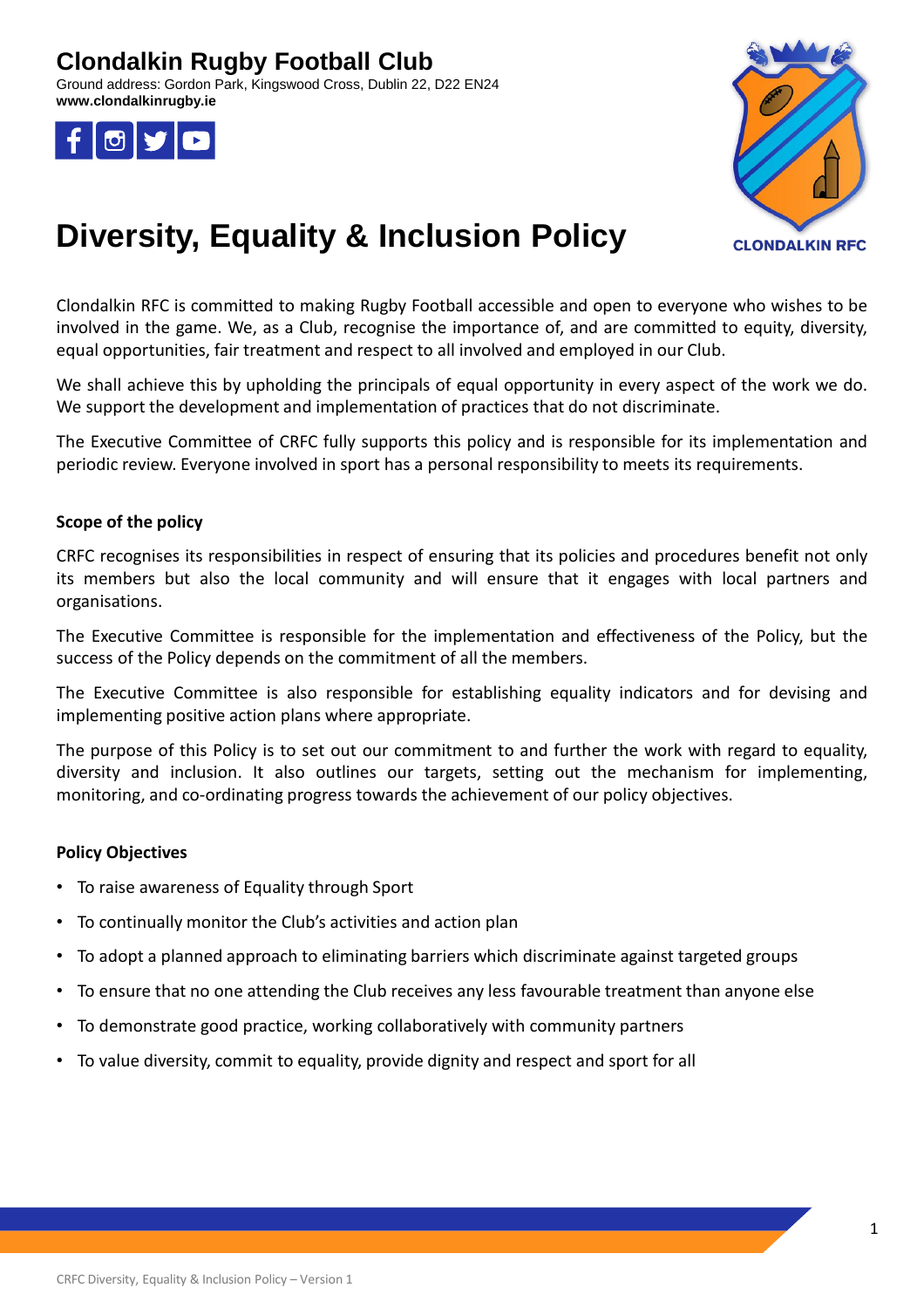# Clondalkin Rugby Football Club

Ground address: Gordon Park, Kingswood Cross, Dublin 22, D22 EN24
**www.clondalkinrugby.ie**

CLONDALKIN RFC

# Diversity, Equality & Inclusion Policy

Clondalkin RFC is committed to making Rugby Football accessible and open to everyone who wishes to be involved in the game. We, as a Club, recognise the importance of, and are committed to equity, diversity, equal opportunities, fair treatment and respect to all involved and employed in our Club.

We shall achieve this by upholding the principals of equal opportunity in every aspect of the work we do. We support the development and implementation of practices that do not discriminate.

The Executive Committee of CRFC fully supports this policy and is responsible for its implementation and periodic review. Everyone involved in sport has a personal responsibility to meets its requirements.

**Scope of the policy**

CRFC recognises its responsibilities in respect of ensuring that its policies and procedures benefit not only its members but also the local community and will ensure that it engages with local partners and organisations.

The Executive Committee is responsible for the implementation and effectiveness of the Policy, but the success of the Policy depends on the commitment of all the members.

The Executive Committee is also responsible for establishing equality indicators and for devising and implementing positive action plans where appropriate.

The purpose of this Policy is to set out our commitment to and further the work with regard to equality, diversity and inclusion. It also outlines our targets, setting out the mechanism for implementing, monitoring, and co-ordinating progress towards the achievement of our policy objectives.

**Policy Objectives**

- To raise awareness of Equality through Sport
- To continually monitor the Club's activities and action plan
- To adopt a planned approach to eliminating barriers which discriminate against targeted groups
- To ensure that no one attending the Club receives any less favourable treatment than anyone else
- To demonstrate good practice, working collaboratively with community partners
- To value diversity, commit to equality, provide dignity and respect and sport for all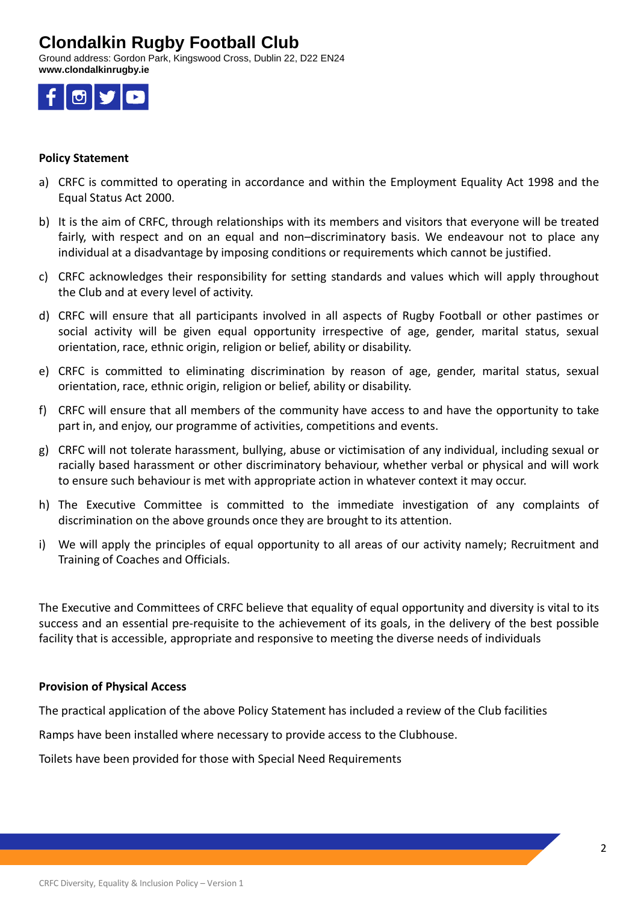# Clondalkin Rugby Football Club

Ground address: Gordon Park, Kingswood Cross, Dublin 22, D22 EN24
**www.clondalkinrugby.ie**

**Policy Statement**

a) CRFC is committed to operating in accordance and within the Employment Equality Act 1998 and the Equal Status Act 2000.

b) It is the aim of CRFC, through relationships with its members and visitors that everyone will be treated fairly, with respect and on an equal and non–discriminatory basis. We endeavour not to place any individual at a disadvantage by imposing conditions or requirements which cannot be justified.

c) CRFC acknowledges their responsibility for setting standards and values which will apply throughout the Club and at every level of activity.

d) CRFC will ensure that all participants involved in all aspects of Rugby Football or other pastimes or social activity will be given equal opportunity irrespective of age, gender, marital status, sexual orientation, race, ethnic origin, religion or belief, ability or disability.

e) CRFC is committed to eliminating discrimination by reason of age, gender, marital status, sexual orientation, race, ethnic origin, religion or belief, ability or disability.

f) CRFC will ensure that all members of the community have access to and have the opportunity to take part in, and enjoy, our programme of activities, competitions and events.

g) CRFC will not tolerate harassment, bullying, abuse or victimisation of any individual, including sexual or racially based harassment or other discriminatory behaviour, whether verbal or physical and will work to ensure such behaviour is met with appropriate action in whatever context it may occur.

h) The Executive Committee is committed to the immediate investigation of any complaints of discrimination on the above grounds once they are brought to its attention.

i) We will apply the principles of equal opportunity to all areas of our activity namely; Recruitment and Training of Coaches and Officials.

The Executive and Committees of CRFC believe that equality of equal opportunity and diversity is vital to its success and an essential pre-requisite to the achievement of its goals, in the delivery of the best possible facility that is accessible, appropriate and responsive to meeting the diverse needs of individuals

**Provision of Physical Access**

The practical application of the above Policy Statement has included a review of the Club facilities

Ramps have been installed where necessary to provide access to the Clubhouse.

Toilets have been provided for those with Special Need Requirements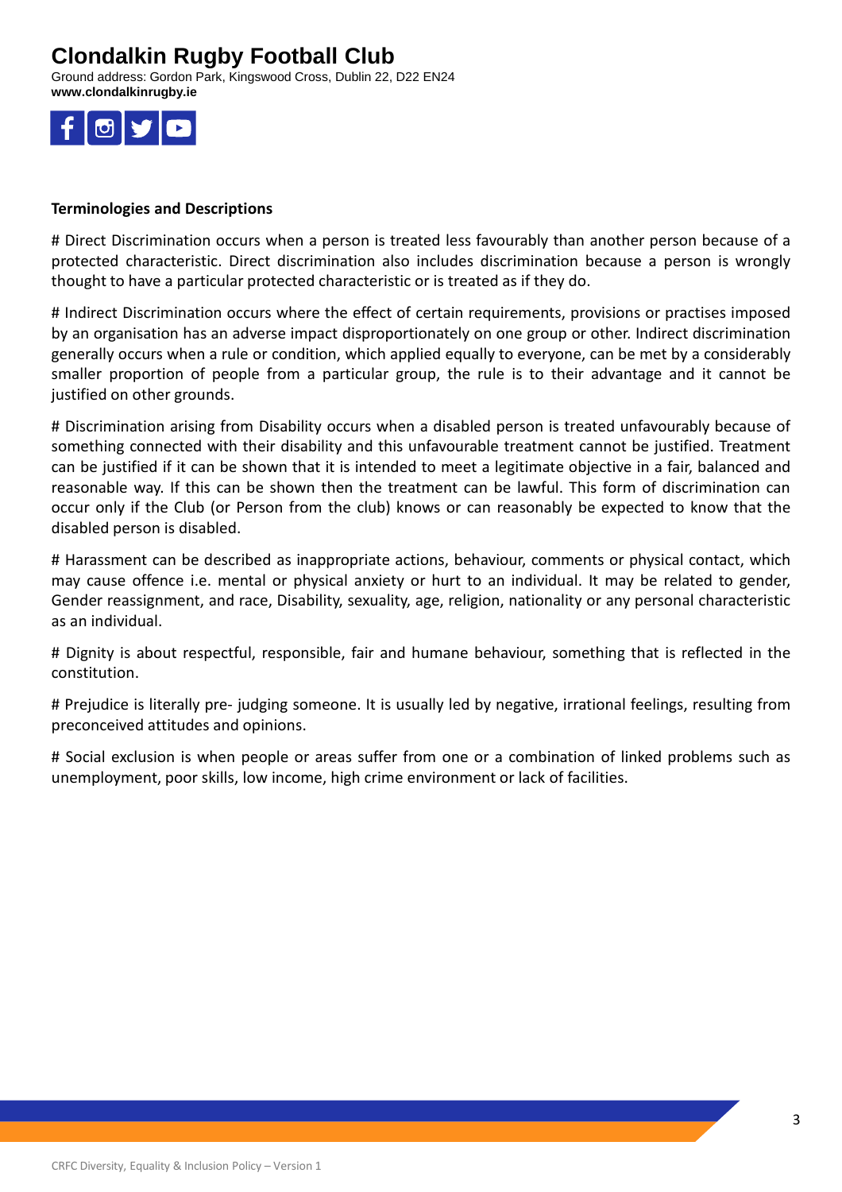**Terminologies and Descriptions**

# Direct Discrimination occurs when a person is treated less favourably than another person because of a protected characteristic. Direct discrimination also includes discrimination because a person is wrongly thought to have a particular protected characteristic or is treated as if they do.

# Indirect Discrimination occurs where the effect of certain requirements, provisions or practises imposed by an organisation has an adverse impact disproportionately on one group or other. Indirect discrimination generally occurs when a rule or condition, which applied equally to everyone, can be met by a considerably smaller proportion of people from a particular group, the rule is to their advantage and it cannot be justified on other grounds.

# Discrimination arising from Disability occurs when a disabled person is treated unfavourably because of something connected with their disability and this unfavourable treatment cannot be justified. Treatment can be justified if it can be shown that it is intended to meet a legitimate objective in a fair, balanced and reasonable way. If this can be shown then the treatment can be lawful. This form of discrimination can occur only if the Club (or Person from the club) knows or can reasonably be expected to know that the disabled person is disabled.

# Harassment can be described as inappropriate actions, behaviour, comments or physical contact, which may cause offence i.e. mental or physical anxiety or hurt to an individual. It may be related to gender, Gender reassignment, and race, Disability, sexuality, age, religion, nationality or any personal characteristic as an individual.

# Dignity is about respectful, responsible, fair and humane behaviour, something that is reflected in the constitution.

# Prejudice is literally pre- judging someone. It is usually led by negative, irrational feelings, resulting from preconceived attitudes and opinions.

# Social exclusion is when people or areas suffer from one or a combination of linked problems such as unemployment, poor skills, low income, high crime environment or lack of facilities.